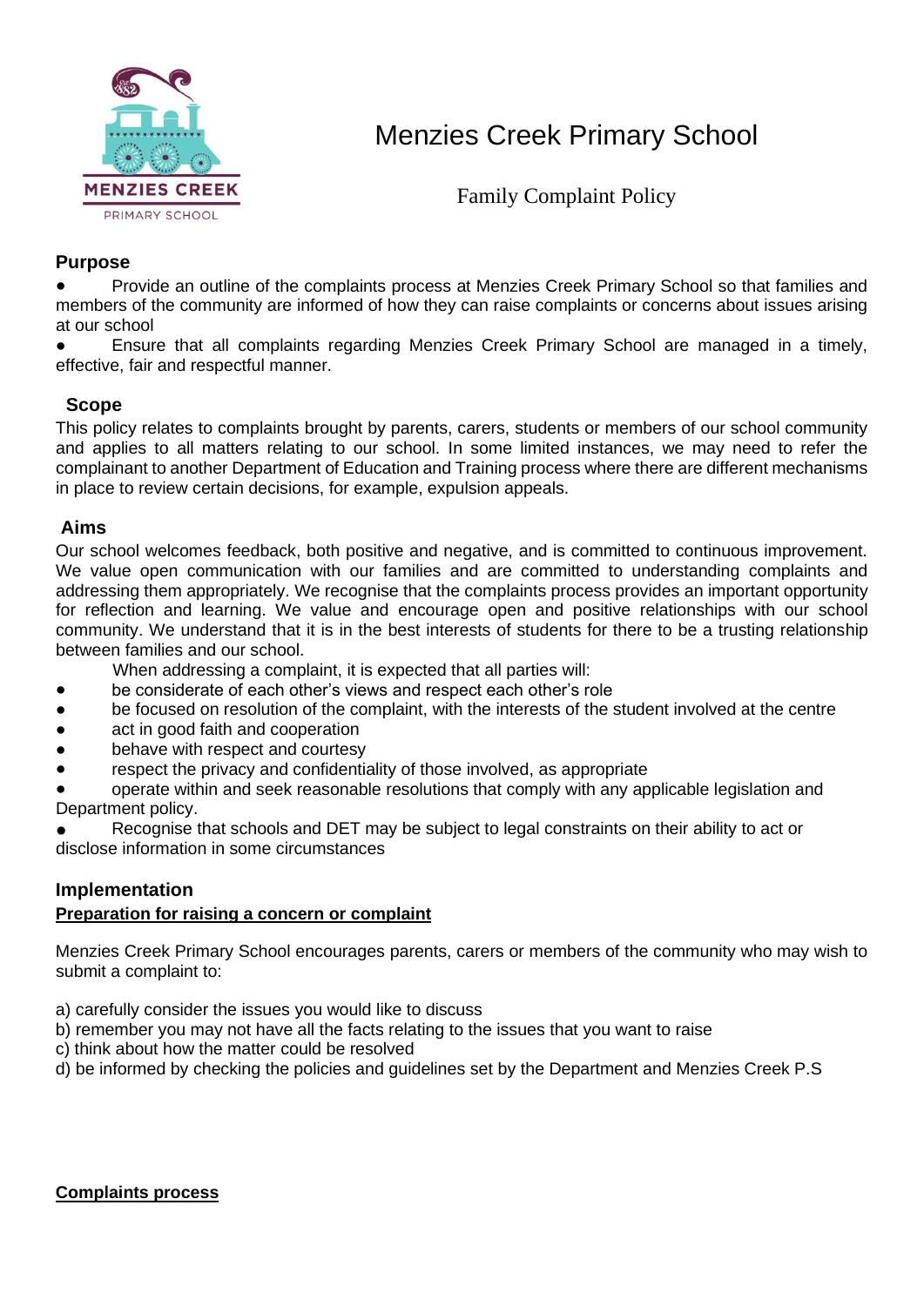# Menzies Creek Primary School

## Family Complaint Policy

### Purpose

- Provide an outline of the complaints process at Menzies Creek Primary School so that families and members of the community are informed of how they can raise complaints or concerns about issues arising at our school
- Ensure that all complaints regarding Menzies Creek Primary School are managed in a timely, effective, fair and respectful manner.

### Scope

This policy relates to complaints brought by parents, carers, students or members of our school community and applies to all matters relating to our school. In some limited instances, we may need to refer the complainant to another Department of Education and Training process where there are different mechanisms in place to review certain decisions, for example, expulsion appeals.

### Aims

Our school welcomes feedback, both positive and negative, and is committed to continuous improvement. We value open communication with our families and are committed to understanding complaints and addressing them appropriately. We recognise that the complaints process provides an important opportunity for reflection and learning. We value and encourage open and positive relationships with our school community. We understand that it is in the best interests of students for there to be a trusting relationship between families and our school.

When addressing a complaint, it is expected that all parties will:

- be considerate of each other's views and respect each other's role
- be focused on resolution of the complaint, with the interests of the student involved at the centre
- act in good faith and cooperation
- behave with respect and courtesy
- respect the privacy and confidentiality of those involved, as appropriate
- operate within and seek reasonable resolutions that comply with any applicable legislation and Department policy.
- Recognise that schools and DET may be subject to legal constraints on their ability to act or disclose information in some circumstances

### Implementation

**Preparation for raising a concern or complaint**

Menzies Creek Primary School encourages parents, carers or members of the community who may wish to submit a complaint to:

a) carefully consider the issues you would like to discuss
b) remember you may not have all the facts relating to the issues that you want to raise
c) think about how the matter could be resolved
d) be informed by checking the policies and guidelines set by the Department and Menzies Creek P.S

**Complaints process**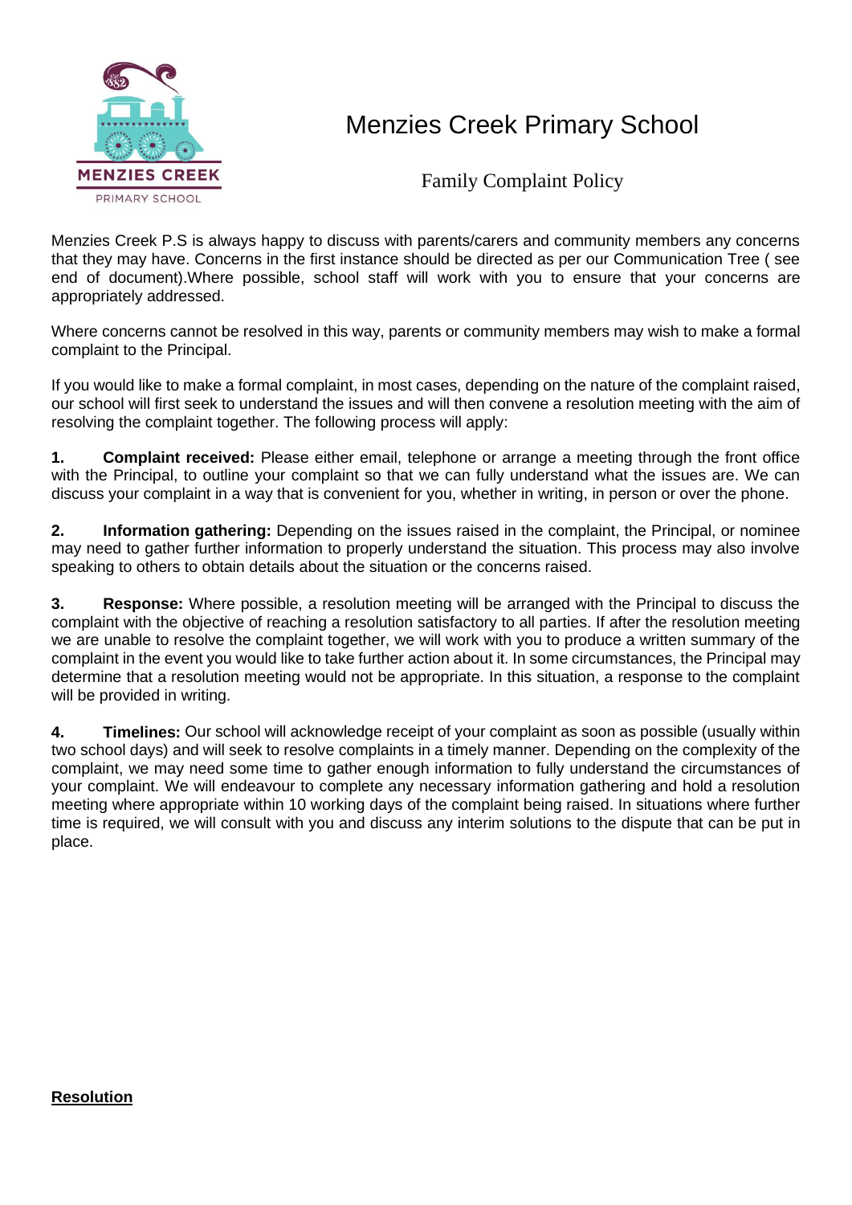# Menzies Creek Primary School

## Family Complaint Policy

Menzies Creek P.S is always happy to discuss with parents/carers and community members any concerns that they may have. Concerns in the first instance should be directed as per our Communication Tree ( see end of document).Where possible, school staff will work with you to ensure that your concerns are appropriately addressed.

Where concerns cannot be resolved in this way, parents or community members may wish to make a formal complaint to the Principal.

If you would like to make a formal complaint, in most cases, depending on the nature of the complaint raised, our school will first seek to understand the issues and will then convene a resolution meeting with the aim of resolving the complaint together. The following process will apply:

1. **Complaint received:** Please either email, telephone or arrange a meeting through the front office with the Principal, to outline your complaint so that we can fully understand what the issues are. We can discuss your complaint in a way that is convenient for you, whether in writing, in person or over the phone.

2. **Information gathering:** Depending on the issues raised in the complaint, the Principal, or nominee may need to gather further information to properly understand the situation. This process may also involve speaking to others to obtain details about the situation or the concerns raised.

3. **Response:** Where possible, a resolution meeting will be arranged with the Principal to discuss the complaint with the objective of reaching a resolution satisfactory to all parties. If after the resolution meeting we are unable to resolve the complaint together, we will work with you to produce a written summary of the complaint in the event you would like to take further action about it. In some circumstances, the Principal may determine that a resolution meeting would not be appropriate. In this situation, a response to the complaint will be provided in writing.

4. **Timelines:** Our school will acknowledge receipt of your complaint as soon as possible (usually within two school days) and will seek to resolve complaints in a timely manner. Depending on the complexity of the complaint, we may need some time to gather enough information to fully understand the circumstances of your complaint. We will endeavour to complete any necessary information gathering and hold a resolution meeting where appropriate within 10 working days of the complaint being raised. In situations where further time is required, we will consult with you and discuss any interim solutions to the dispute that can be put in place.

**Resolution**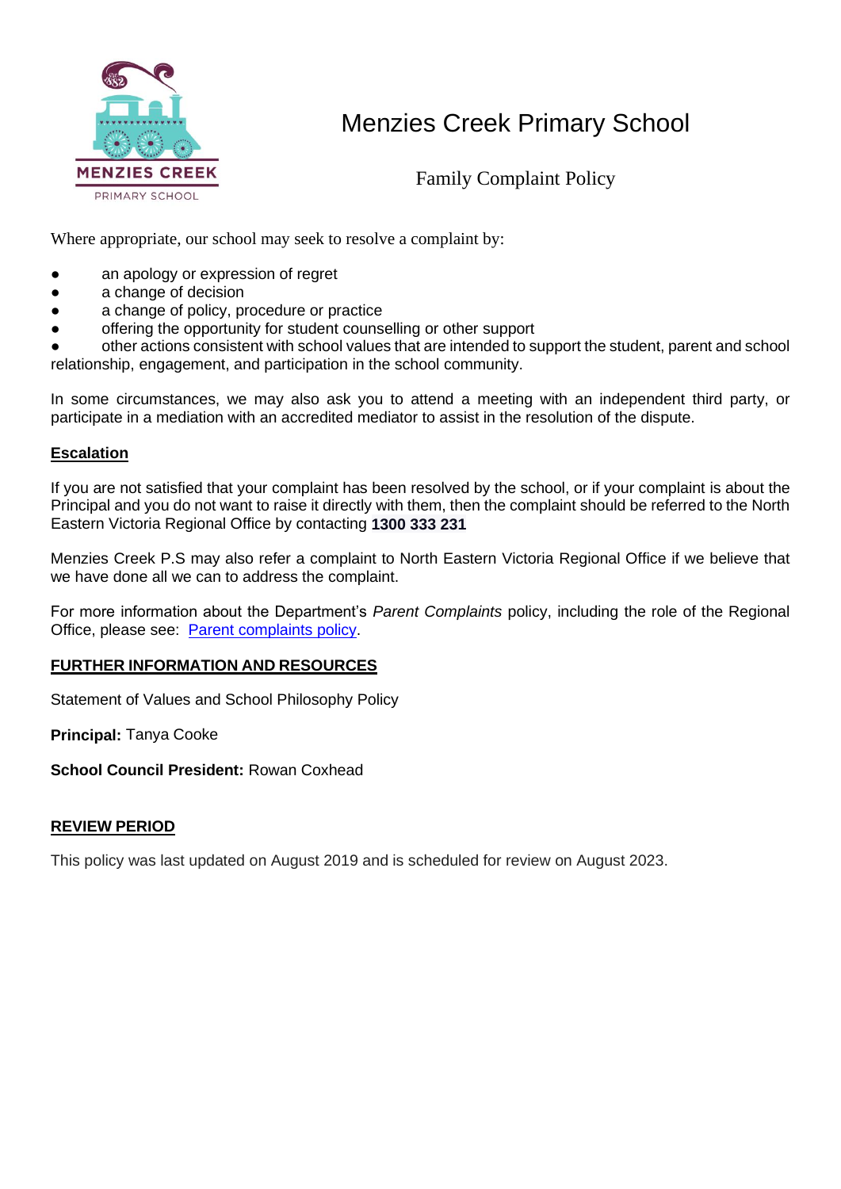# Menzies Creek Primary School

## Family Complaint Policy

Where appropriate, our school may seek to resolve a complaint by:

- an apology or expression of regret
- a change of decision
- a change of policy, procedure or practice
- offering the opportunity for student counselling or other support
- other actions consistent with school values that are intended to support the student, parent and school relationship, engagement, and participation in the school community.

In some circumstances, we may also ask you to attend a meeting with an independent third party, or participate in a mediation with an accredited mediator to assist in the resolution of the dispute.

**Escalation**

If you are not satisfied that your complaint has been resolved by the school, or if your complaint is about the Principal and you do not want to raise it directly with them, then the complaint should be referred to the North Eastern Victoria Regional Office by contacting **1300 333 231**

Menzies Creek P.S may also refer a complaint to North Eastern Victoria Regional Office if we believe that we have done all we can to address the complaint.

For more information about the Department's *Parent Complaints* policy, including the role of the Regional Office, please see: Parent complaints policy.

**FURTHER INFORMATION AND RESOURCES**

Statement of Values and School Philosophy Policy

**Principal:** Tanya Cooke

**School Council President:** Rowan Coxhead

**REVIEW PERIOD**

This policy was last updated on August 2019 and is scheduled for review on August 2023.